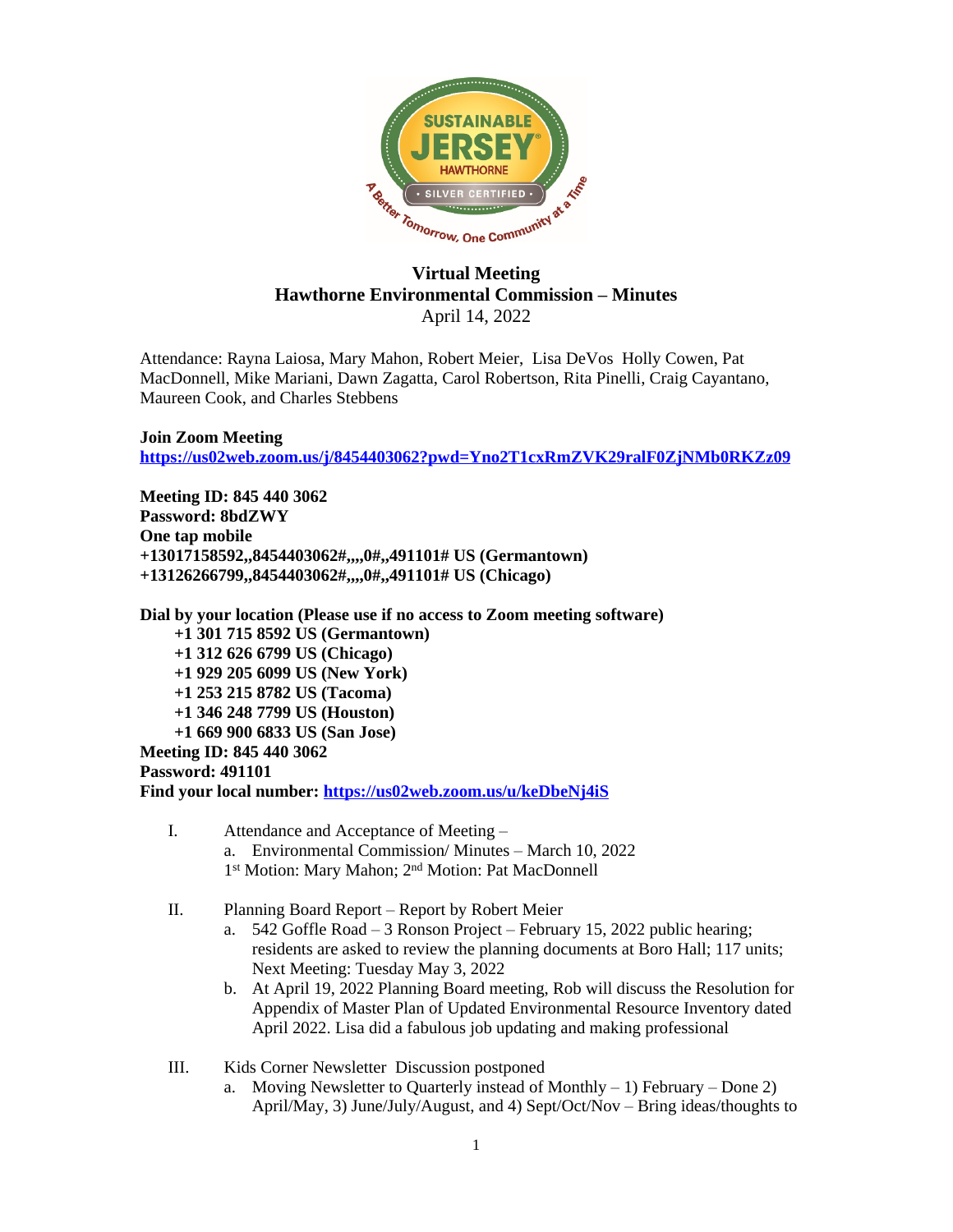# Virtual Meeting
## Hawthorne Environmental Commission – Minutes
April 14, 2022

Attendance: Rayna Laiosa, Mary Mahon, Robert Meier, Lisa DeVos Holly Cowen, Pat MacDonnell, Mike Mariani, Dawn Zagatta, Carol Robertson, Rita Pinelli, Craig Cayantano, Maureen Cook, and Charles Stebbens

**Join Zoom Meeting**
**https://us02web.zoom.us/j/8454403062?pwd=Yno2T1cxRmZVK29ralF0ZjNMb0RKZz09**

**Meeting ID: 845 440 3062**
**Password: 8bdZWY**
**One tap mobile**
**+13017158592,,8454403062#,,,,0#,,491101# US (Germantown)**
**+13126266799,,8454403062#,,,,0#,,491101# US (Chicago)**

**Dial by your location (Please use if no access to Zoom meeting software)**
**+1 301 715 8592 US (Germantown)**
**+1 312 626 6799 US (Chicago)**
**+1 929 205 6099 US (New York)**
**+1 253 215 8782 US (Tacoma)**
**+1 346 248 7799 US (Houston)**
**+1 669 900 6833 US (San Jose)**
**Meeting ID: 845 440 3062**
**Password: 491101**
**Find your local number: https://us02web.zoom.us/u/keDbeNj4iS**

I. Attendance and Acceptance of Meeting –
   a. Environmental Commission/ Minutes – March 10, 2022
   1st Motion: Mary Mahon; 2nd Motion: Pat MacDonnell

II. Planning Board Report – Report by Robert Meier
   a. 542 Goffle Road – 3 Ronson Project – February 15, 2022 public hearing; residents are asked to review the planning documents at Boro Hall; 117 units; Next Meeting: Tuesday May 3, 2022
   b. At April 19, 2022 Planning Board meeting, Rob will discuss the Resolution for Appendix of Master Plan of Updated Environmental Resource Inventory dated April 2022. Lisa did a fabulous job updating and making professional

III. Kids Corner Newsletter Discussion postponed
   a. Moving Newsletter to Quarterly instead of Monthly – 1) February – Done 2) April/May, 3) June/July/August, and 4) Sept/Oct/Nov – Bring ideas/thoughts to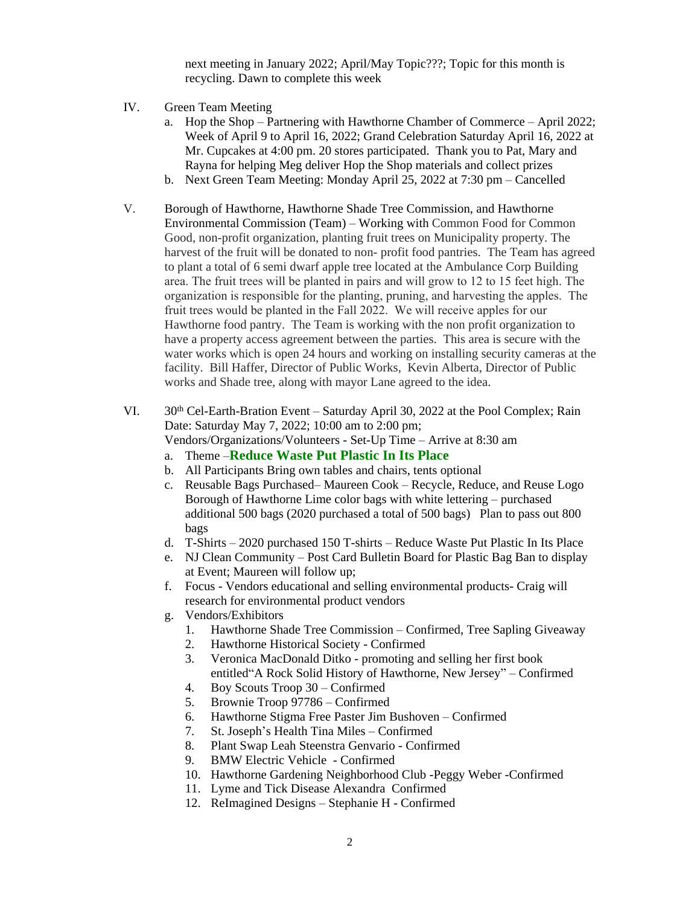next meeting in January 2022; April/May Topic???; Topic for this month is recycling. Dawn to complete this week

IV. Green Team Meeting
   a. Hop the Shop – Partnering with Hawthorne Chamber of Commerce – April 2022; Week of April 9 to April 16, 2022; Grand Celebration Saturday April 16, 2022 at Mr. Cupcakes at 4:00 pm. 20 stores participated. Thank you to Pat, Mary and Rayna for helping Meg deliver Hop the Shop materials and collect prizes
   b. Next Green Team Meeting: Monday April 25, 2022 at 7:30 pm – Cancelled

V. Borough of Hawthorne, Hawthorne Shade Tree Commission, and Hawthorne Environmental Commission (Team) – Working with Common Food for Common Good, non-profit organization, planting fruit trees on Municipality property. The harvest of the fruit will be donated to non- profit food pantries. The Team has agreed to plant a total of 6 semi dwarf apple tree located at the Ambulance Corp Building area. The fruit trees will be planted in pairs and will grow to 12 to 15 feet high. The organization is responsible for the planting, pruning, and harvesting the apples. The fruit trees would be planted in the Fall 2022. We will receive apples for our Hawthorne food pantry. The Team is working with the non profit organization to have a property access agreement between the parties. This area is secure with the water works which is open 24 hours and working on installing security cameras at the facility. Bill Haffer, Director of Public Works, Kevin Alberta, Director of Public works and Shade tree, along with mayor Lane agreed to the idea.

VI. 30th Cel-Earth-Bration Event – Saturday April 30, 2022 at the Pool Complex; Rain Date: Saturday May 7, 2022; 10:00 am to 2:00 pm;
Vendors/Organizations/Volunteers - Set-Up Time – Arrive at 8:30 am
   a. Theme –**Reduce Waste Put Plastic In Its Place**
   b. All Participants Bring own tables and chairs, tents optional
   c. Reusable Bags Purchased– Maureen Cook – Recycle, Reduce, and Reuse Logo Borough of Hawthorne Lime color bags with white lettering – purchased additional 500 bags (2020 purchased a total of 500 bags) Plan to pass out 800 bags
   d. T-Shirts – 2020 purchased 150 T-shirts – Reduce Waste Put Plastic In Its Place
   e. NJ Clean Community – Post Card Bulletin Board for Plastic Bag Ban to display at Event; Maureen will follow up;
   f. Focus - Vendors educational and selling environmental products- Craig will research for environmental product vendors
   g. Vendors/Exhibitors
      1. Hawthorne Shade Tree Commission – Confirmed, Tree Sapling Giveaway
      2. Hawthorne Historical Society - Confirmed
      3. Veronica MacDonald Ditko - promoting and selling her first book entitled"A Rock Solid History of Hawthorne, New Jersey" – Confirmed
      4. Boy Scouts Troop 30 – Confirmed
      5. Brownie Troop 97786 – Confirmed
      6. Hawthorne Stigma Free Paster Jim Bushoven – Confirmed
      7. St. Joseph's Health Tina Miles – Confirmed
      8. Plant Swap Leah Steenstra Genvario - Confirmed
      9. BMW Electric Vehicle - Confirmed
      10. Hawthorne Gardening Neighborhood Club -Peggy Weber -Confirmed
      11. Lyme and Tick Disease Alexandra Confirmed
      12. ReImagined Designs – Stephanie H - Confirmed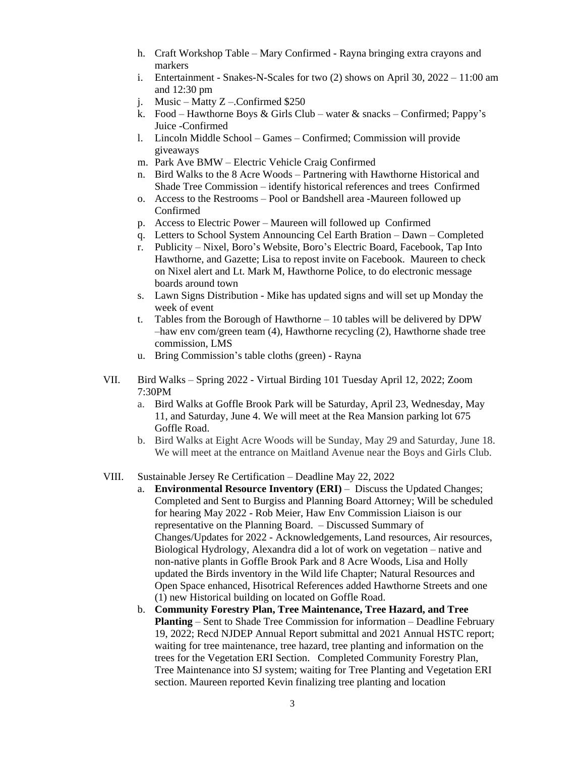h. Craft Workshop Table – Mary Confirmed - Rayna bringing extra crayons and markers
i. Entertainment - Snakes-N-Scales for two (2) shows on April 30, 2022 – 11:00 am and 12:30 pm
j. Music – Matty Z –.Confirmed $250
k. Food – Hawthorne Boys & Girls Club – water & snacks – Confirmed; Pappy's Juice -Confirmed
l. Lincoln Middle School – Games – Confirmed; Commission will provide giveaways
m. Park Ave BMW – Electric Vehicle Craig Confirmed
n. Bird Walks to the 8 Acre Woods – Partnering with Hawthorne Historical and Shade Tree Commission – identify historical references and trees Confirmed
o. Access to the Restrooms – Pool or Bandshell area -Maureen followed up Confirmed
p. Access to Electric Power – Maureen will followed up Confirmed
q. Letters to School System Announcing Cel Earth Bration – Dawn – Completed
r. Publicity – Nixel, Boro's Website, Boro's Electric Board, Facebook, Tap Into Hawthorne, and Gazette; Lisa to repost invite on Facebook. Maureen to check on Nixel alert and Lt. Mark M, Hawthorne Police, to do electronic message boards around town
s. Lawn Signs Distribution - Mike has updated signs and will set up Monday the week of event
t. Tables from the Borough of Hawthorne – 10 tables will be delivered by DPW –haw env com/green team (4), Hawthorne recycling (2), Hawthorne shade tree commission, LMS
u. Bring Commission's table cloths (green) - Rayna

VII. Bird Walks – Spring 2022 - Virtual Birding 101 Tuesday April 12, 2022; Zoom 7:30PM
  a. Bird Walks at Goffle Brook Park will be Saturday, April 23, Wednesday, May 11, and Saturday, June 4. We will meet at the Rea Mansion parking lot 675 Goffle Road.
  b. Bird Walks at Eight Acre Woods will be Sunday, May 29 and Saturday, June 18. We will meet at the entrance on Maitland Avenue near the Boys and Girls Club.

VIII. Sustainable Jersey Re Certification – Deadline May 22, 2022
  a. **Environmental Resource Inventory (ERI)** – Discuss the Updated Changes; Completed and Sent to Burgiss and Planning Board Attorney; Will be scheduled for hearing May 2022 - Rob Meier, Haw Env Commission Liaison is our representative on the Planning Board. – Discussed Summary of Changes/Updates for 2022 - Acknowledgements, Land resources, Air resources, Biological Hydrology, Alexandra did a lot of work on vegetation – native and non-native plants in Goffle Brook Park and 8 Acre Woods, Lisa and Holly updated the Birds inventory in the Wild life Chapter; Natural Resources and Open Space enhanced, Hisotrical References added Hawthorne Streets and one (1) new Historical building on located on Goffle Road.
  b. **Community Forestry Plan, Tree Maintenance, Tree Hazard, and Tree Planting** – Sent to Shade Tree Commission for information – Deadline February 19, 2022; Recd NJDEP Annual Report submittal and 2021 Annual HSTC report; waiting for tree maintenance, tree hazard, tree planting and information on the trees for the Vegetation ERI Section. Completed Community Forestry Plan, Tree Maintenance into SJ system; waiting for Tree Planting and Vegetation ERI section. Maureen reported Kevin finalizing tree planting and location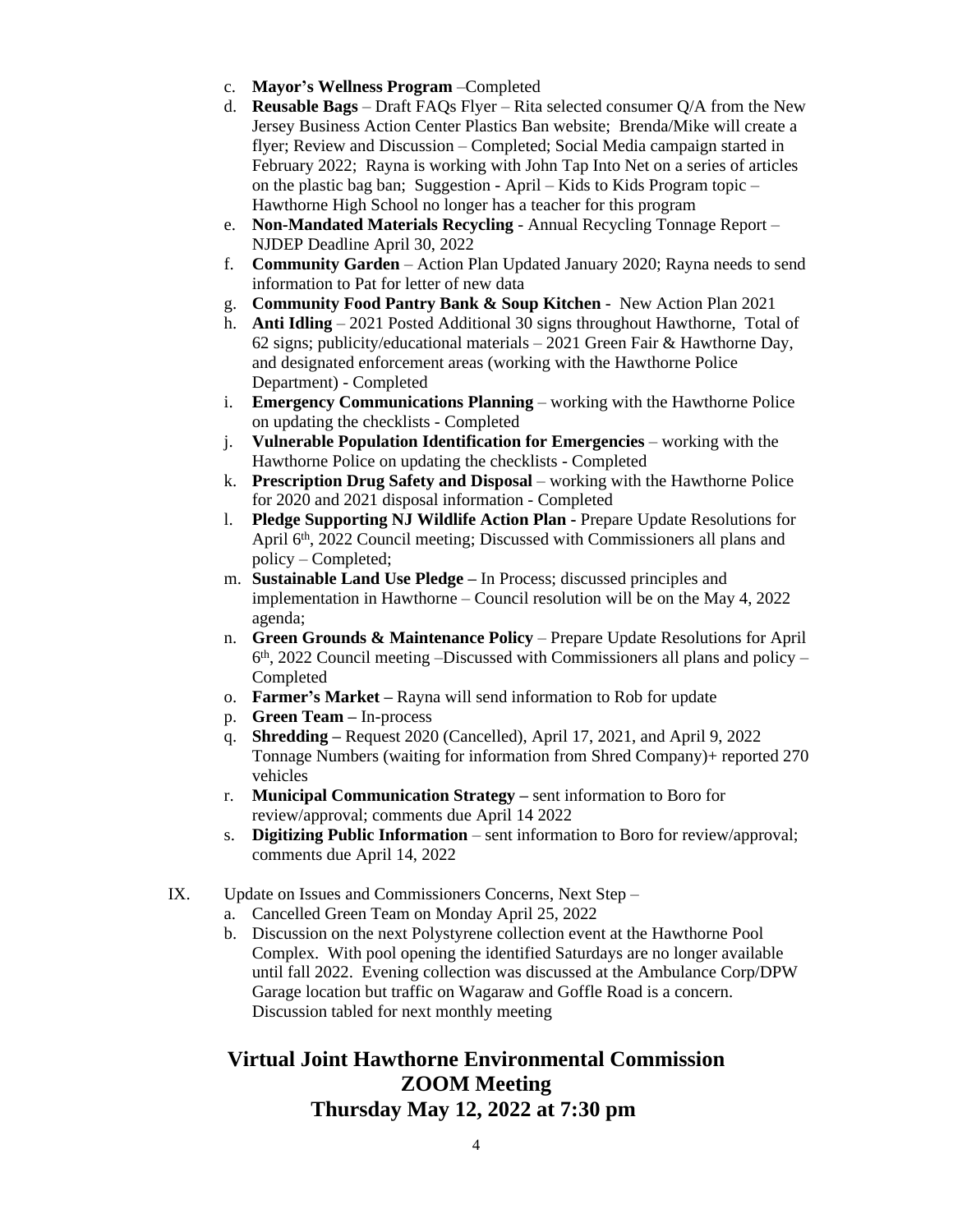c. **Mayor's Wellness Program** –Completed
d. **Reusable Bags** – Draft FAQs Flyer – Rita selected consumer Q/A from the New Jersey Business Action Center Plastics Ban website; Brenda/Mike will create a flyer; Review and Discussion – Completed; Social Media campaign started in February 2022; Rayna is working with John Tap Into Net on a series of articles on the plastic bag ban; Suggestion - April – Kids to Kids Program topic – Hawthorne High School no longer has a teacher for this program
e. **Non-Mandated Materials Recycling** - Annual Recycling Tonnage Report – NJDEP Deadline April 30, 2022
f. **Community Garden** – Action Plan Updated January 2020; Rayna needs to send information to Pat for letter of new data
g. **Community Food Pantry Bank & Soup Kitchen** - New Action Plan 2021
h. **Anti Idling** – 2021 Posted Additional 30 signs throughout Hawthorne, Total of 62 signs; publicity/educational materials – 2021 Green Fair & Hawthorne Day, and designated enforcement areas (working with the Hawthorne Police Department) - Completed
i. **Emergency Communications Planning** – working with the Hawthorne Police on updating the checklists - Completed
j. **Vulnerable Population Identification for Emergencies** – working with the Hawthorne Police on updating the checklists - Completed
k. **Prescription Drug Safety and Disposal** – working with the Hawthorne Police for 2020 and 2021 disposal information - Completed
l. **Pledge Supporting NJ Wildlife Action Plan -** Prepare Update Resolutions for April 6th, 2022 Council meeting; Discussed with Commissioners all plans and policy – Completed;
m. **Sustainable Land Use Pledge –** In Process; discussed principles and implementation in Hawthorne – Council resolution will be on the May 4, 2022 agenda;
n. **Green Grounds & Maintenance Policy** – Prepare Update Resolutions for April 6th, 2022 Council meeting –Discussed with Commissioners all plans and policy – Completed
o. **Farmer's Market –** Rayna will send information to Rob for update
p. **Green Team –** In-process
q. **Shredding –** Request 2020 (Cancelled), April 17, 2021, and April 9, 2022 Tonnage Numbers (waiting for information from Shred Company)+ reported 270 vehicles
r. **Municipal Communication Strategy –** sent information to Boro for review/approval; comments due April 14 2022
s. **Digitizing Public Information** – sent information to Boro for review/approval; comments due April 14, 2022

IX. Update on Issues and Commissioners Concerns, Next Step –
   a. Cancelled Green Team on Monday April 25, 2022
   b. Discussion on the next Polystyrene collection event at the Hawthorne Pool Complex. With pool opening the identified Saturdays are no longer available until fall 2022. Evening collection was discussed at the Ambulance Corp/DPW Garage location but traffic on Wagaraw and Goffle Road is a concern. Discussion tabled for next monthly meeting

## Virtual Joint Hawthorne Environmental Commission ZOOM Meeting Thursday May 12, 2022 at 7:30 pm